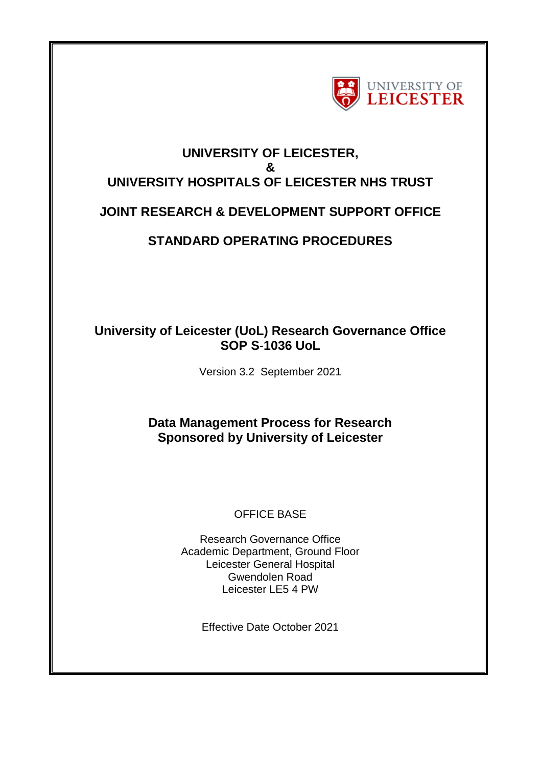UNIVERSITY OF LEICESTER

# UNIVERSITY OF LEICESTER,
# &
# UNIVERSITY HOSPITALS OF LEICESTER NHS TRUST

## JOINT RESEARCH & DEVELOPMENT SUPPORT OFFICE

## STANDARD OPERATING PROCEDURES

**University of Leicester (UoL) Research Governance Office**
**SOP S-1036 UoL**

Version 3.2 September 2021

## Data Management Process for Research Sponsored by University of Leicester

OFFICE BASE

Research Governance Office
Academic Department, Ground Floor
Leicester General Hospital
Gwendolen Road
Leicester LE5 4 PW

Effective Date October 2021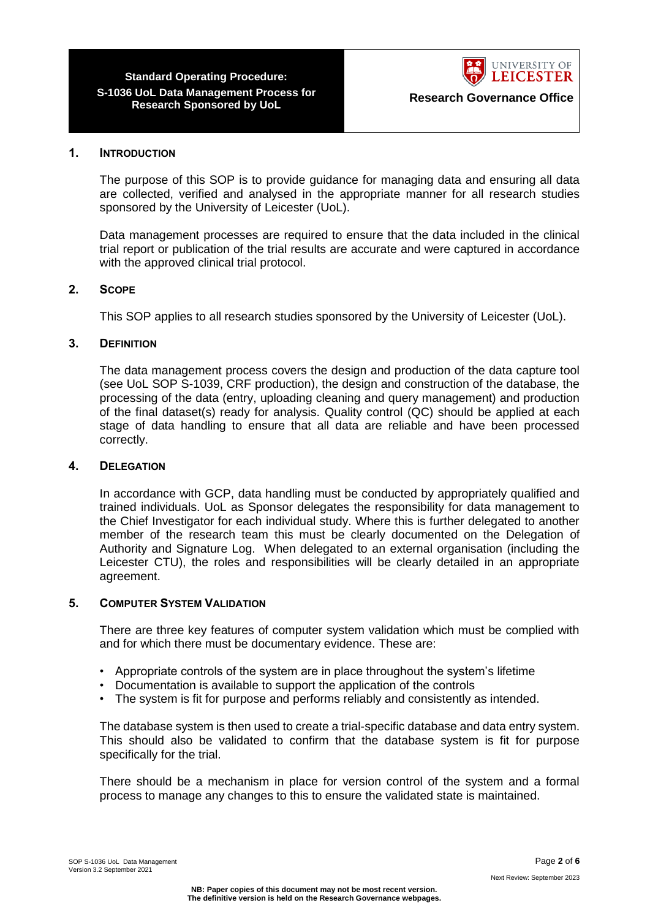## 1. Introduction

The purpose of this SOP is to provide guidance for managing data and ensuring all data are collected, verified and analysed in the appropriate manner for all research studies sponsored by the University of Leicester (UoL).

Data management processes are required to ensure that the data included in the clinical trial report or publication of the trial results are accurate and were captured in accordance with the approved clinical trial protocol.

## 2. Scope

This SOP applies to all research studies sponsored by the University of Leicester (UoL).

## 3. Definition

The data management process covers the design and production of the data capture tool (see UoL SOP S-1039, CRF production), the design and construction of the database, the processing of the data (entry, uploading cleaning and query management) and production of the final dataset(s) ready for analysis. Quality control (QC) should be applied at each stage of data handling to ensure that all data are reliable and have been processed correctly.

## 4. Delegation

In accordance with GCP, data handling must be conducted by appropriately qualified and trained individuals. UoL as Sponsor delegates the responsibility for data management to the Chief Investigator for each individual study. Where this is further delegated to another member of the research team this must be clearly documented on the Delegation of Authority and Signature Log. When delegated to an external organisation (including the Leicester CTU), the roles and responsibilities will be clearly detailed in an appropriate agreement.

## 5. Computer System Validation

There are three key features of computer system validation which must be complied with and for which there must be documentary evidence. These are:

- Appropriate controls of the system are in place throughout the system's lifetime
- Documentation is available to support the application of the controls
- The system is fit for purpose and performs reliably and consistently as intended.

The database system is then used to create a trial-specific database and data entry system. This should also be validated to confirm that the database system is fit for purpose specifically for the trial.

There should be a mechanism in place for version control of the system and a formal process to manage any changes to this to ensure the validated state is maintained.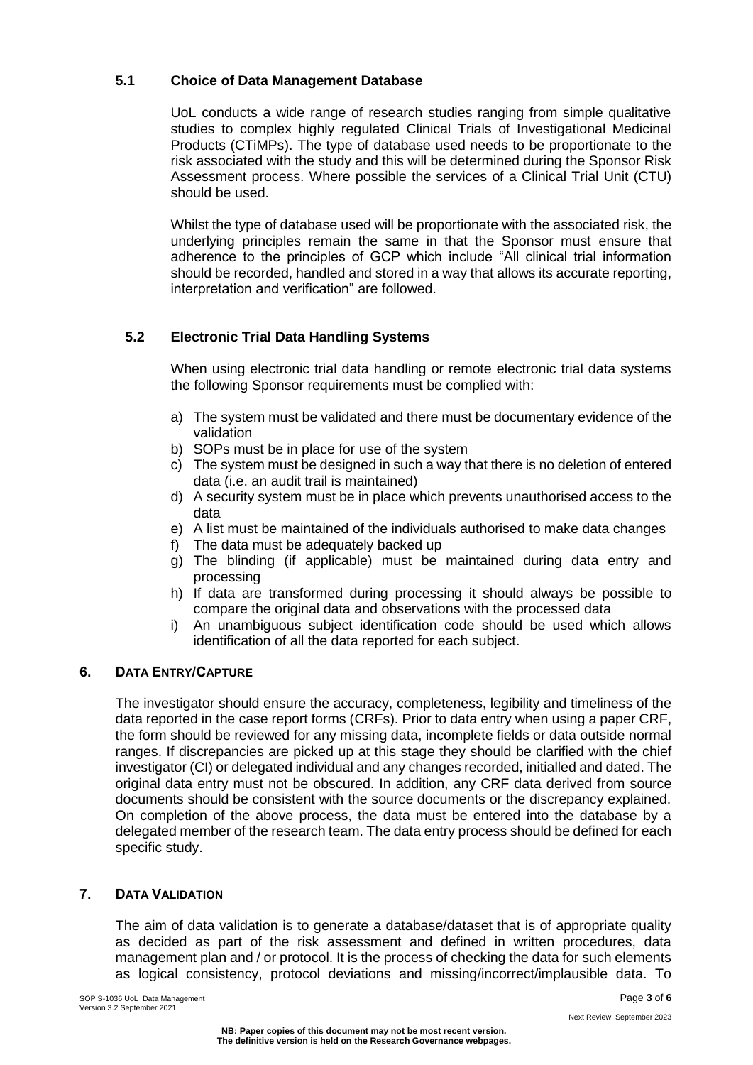### 5.1 Choice of Data Management Database

UoL conducts a wide range of research studies ranging from simple qualitative studies to complex highly regulated Clinical Trials of Investigational Medicinal Products (CTiMPs). The type of database used needs to be proportionate to the risk associated with the study and this will be determined during the Sponsor Risk Assessment process. Where possible the services of a Clinical Trial Unit (CTU) should be used.

Whilst the type of database used will be proportionate with the associated risk, the underlying principles remain the same in that the Sponsor must ensure that adherence to the principles of GCP which include "All clinical trial information should be recorded, handled and stored in a way that allows its accurate reporting, interpretation and verification" are followed.

### 5.2 Electronic Trial Data Handling Systems

When using electronic trial data handling or remote electronic trial data systems the following Sponsor requirements must be complied with:

a) The system must be validated and there must be documentary evidence of the validation
b) SOPs must be in place for use of the system
c) The system must be designed in such a way that there is no deletion of entered data (i.e. an audit trail is maintained)
d) A security system must be in place which prevents unauthorised access to the data
e) A list must be maintained of the individuals authorised to make data changes
f) The data must be adequately backed up
g) The blinding (if applicable) must be maintained during data entry and processing
h) If data are transformed during processing it should always be possible to compare the original data and observations with the processed data
i) An unambiguous subject identification code should be used which allows identification of all the data reported for each subject.

## 6. Data Entry/Capture

The investigator should ensure the accuracy, completeness, legibility and timeliness of the data reported in the case report forms (CRFs). Prior to data entry when using a paper CRF, the form should be reviewed for any missing data, incomplete fields or data outside normal ranges. If discrepancies are picked up at this stage they should be clarified with the chief investigator (CI) or delegated individual and any changes recorded, initialled and dated. The original data entry must not be obscured. In addition, any CRF data derived from source documents should be consistent with the source documents or the discrepancy explained. On completion of the above process, the data must be entered into the database by a delegated member of the research team. The data entry process should be defined for each specific study.

## 7. Data Validation

The aim of data validation is to generate a database/dataset that is of appropriate quality as decided as part of the risk assessment and defined in written procedures, data management plan and / or protocol. It is the process of checking the data for such elements as logical consistency, protocol deviations and missing/incorrect/implausible data. To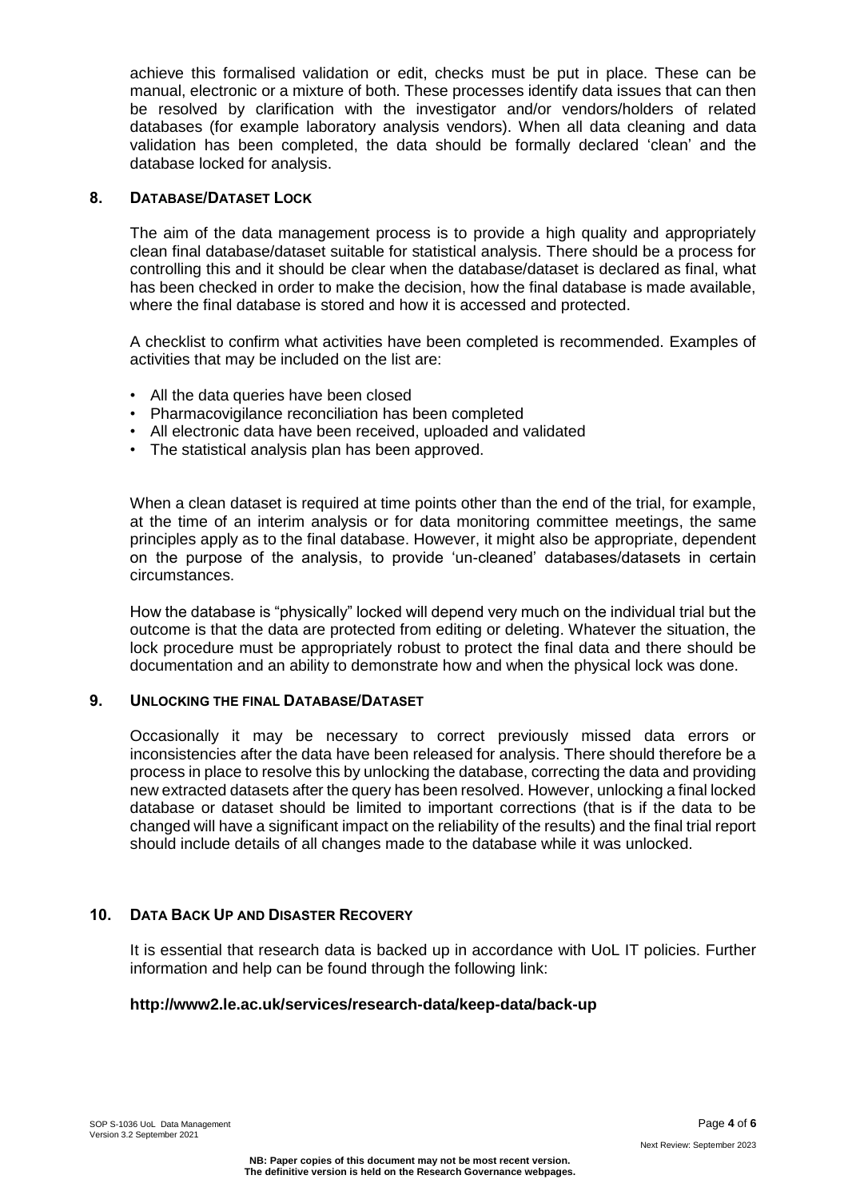achieve this formalised validation or edit, checks must be put in place. These can be manual, electronic or a mixture of both. These processes identify data issues that can then be resolved by clarification with the investigator and/or vendors/holders of related databases (for example laboratory analysis vendors). When all data cleaning and data validation has been completed, the data should be formally declared 'clean' and the database locked for analysis.

## 8. DATABASE/DATASET LOCK

The aim of the data management process is to provide a high quality and appropriately clean final database/dataset suitable for statistical analysis. There should be a process for controlling this and it should be clear when the database/dataset is declared as final, what has been checked in order to make the decision, how the final database is made available, where the final database is stored and how it is accessed and protected.

A checklist to confirm what activities have been completed is recommended. Examples of activities that may be included on the list are:

- All the data queries have been closed
- Pharmacovigilance reconciliation has been completed
- All electronic data have been received, uploaded and validated
- The statistical analysis plan has been approved.

When a clean dataset is required at time points other than the end of the trial, for example, at the time of an interim analysis or for data monitoring committee meetings, the same principles apply as to the final database. However, it might also be appropriate, dependent on the purpose of the analysis, to provide 'un-cleaned' databases/datasets in certain circumstances.

How the database is "physically" locked will depend very much on the individual trial but the outcome is that the data are protected from editing or deleting. Whatever the situation, the lock procedure must be appropriately robust to protect the final data and there should be documentation and an ability to demonstrate how and when the physical lock was done.

## 9. UNLOCKING THE FINAL DATABASE/DATASET

Occasionally it may be necessary to correct previously missed data errors or inconsistencies after the data have been released for analysis. There should therefore be a process in place to resolve this by unlocking the database, correcting the data and providing new extracted datasets after the query has been resolved. However, unlocking a final locked database or dataset should be limited to important corrections (that is if the data to be changed will have a significant impact on the reliability of the results) and the final trial report should include details of all changes made to the database while it was unlocked.

## 10. DATA BACK UP AND DISASTER RECOVERY

It is essential that research data is backed up in accordance with UoL IT policies. Further information and help can be found through the following link:

**http://www2.le.ac.uk/services/research-data/keep-data/back-up**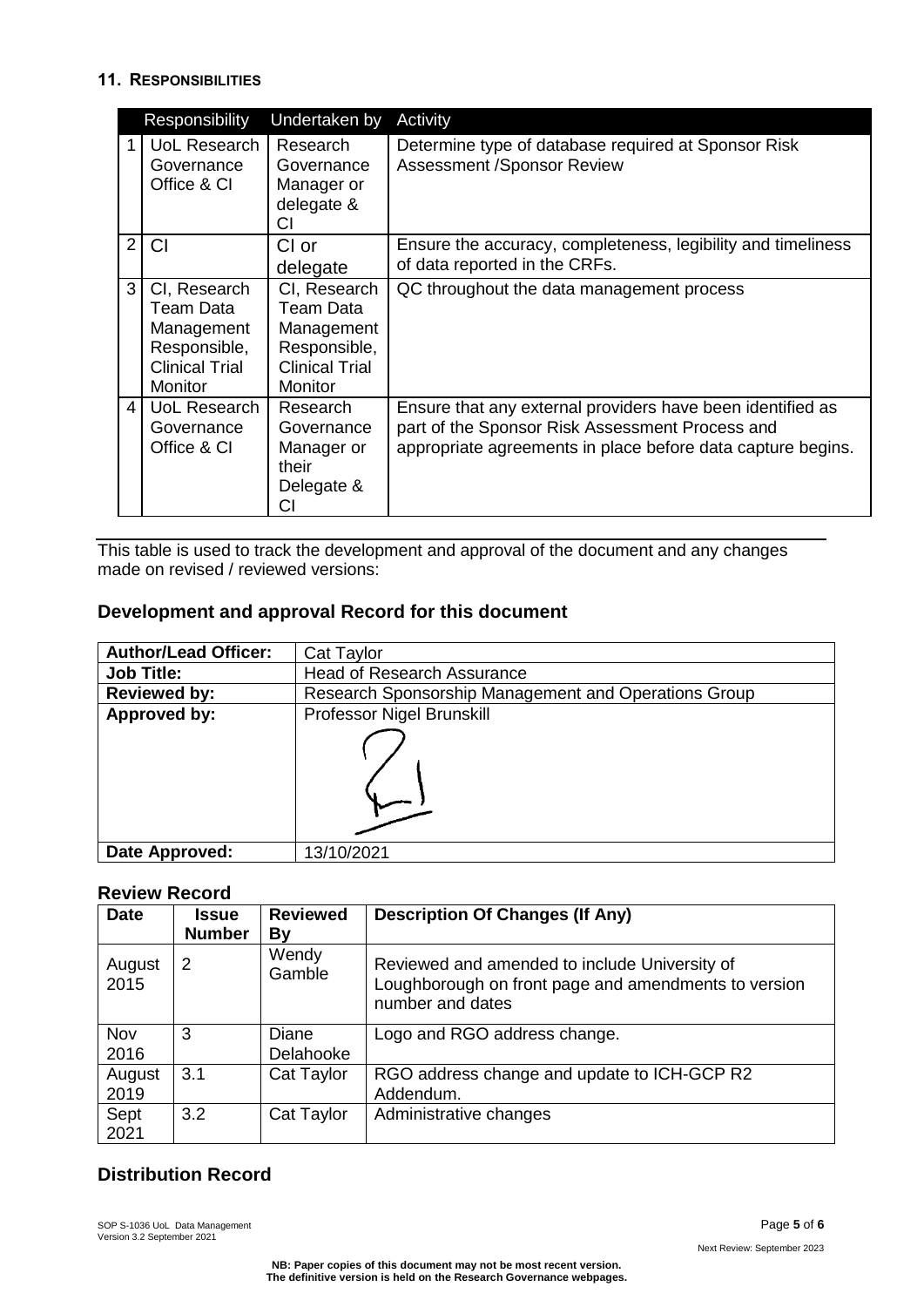## 11. Responsibilities

| | Responsibility | Undertaken by | Activity |
|---|---|---|---|
| 1 | UoL Research Governance Office & CI | Research Governance Manager or delegate & CI | Determine type of database required at Sponsor Risk Assessment /Sponsor Review |
| 2 | CI | CI or delegate | Ensure the accuracy, completeness, legibility and timeliness of data reported in the CRFs. |
| 3 | CI, Research Team Data Management Responsible, Clinical Trial Monitor | CI, Research Team Data Management Responsible, Clinical Trial Monitor | QC throughout the data management process |
| 4 | UoL Research Governance Office & CI | Research Governance Manager or their Delegate & CI | Ensure that any external providers have been identified as part of the Sponsor Risk Assessment Process and appropriate agreements in place before data capture begins. |

---

This table is used to track the development and approval of the document and any changes made on revised / reviewed versions:

### Development and approval Record for this document

| **Author/Lead Officer:** | Cat Taylor |
|---|---|
| **Job Title:** | Head of Research Assurance |
| **Reviewed by:** | Research Sponsorship Management and Operations Group |
| **Approved by:** | Professor Nigel Brunskill |
| **Date Approved:** | 13/10/2021 |

### Review Record

| Date | Issue Number | Reviewed By | Description Of Changes (If Any) |
|---|---|---|---|
| August 2015 | 2 | Wendy Gamble | Reviewed and amended to include University of Loughborough on front page and amendments to version number and dates |
| Nov 2016 | 3 | Diane Delahooke | Logo and RGO address change. |
| August 2019 | 3.1 | Cat Taylor | RGO address change and update to ICH-GCP R2 Addendum. |
| Sept 2021 | 3.2 | Cat Taylor | Administrative changes |

### Distribution Record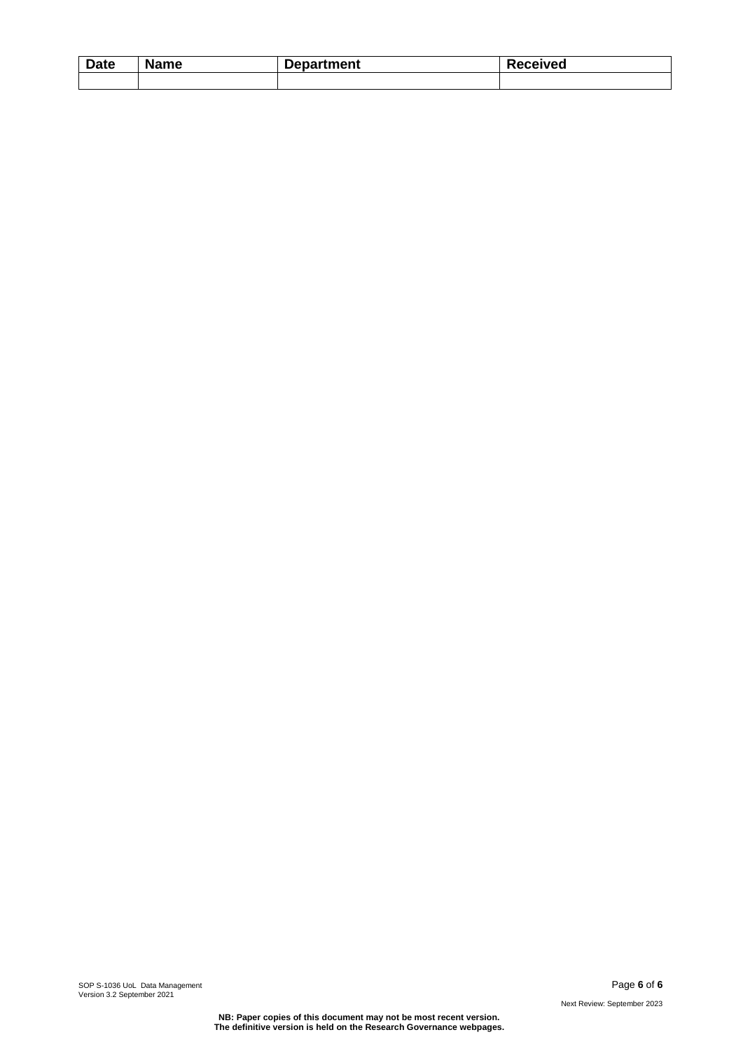| Date | Name | Department | Received |
|---|---|---|---|
| | | | |

NB: Paper copies of this document may not be most recent version.
The definitive version is held on the Research Governance webpages.